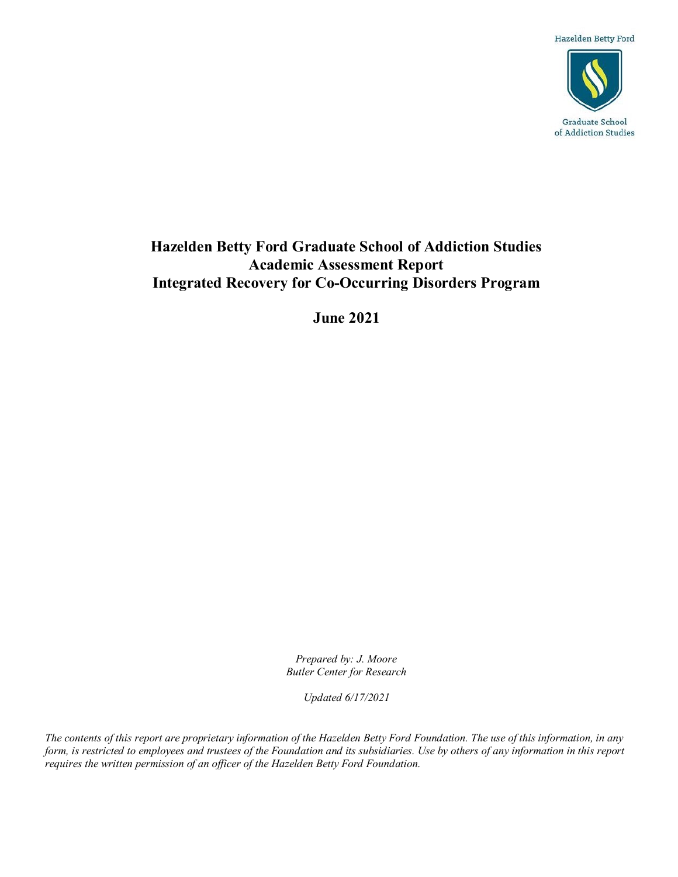Hazelden Betty Ford

Graduate School of Addiction Studies

# Hazelden Betty Ford Graduate School of Addiction Studies
# Academic Assessment Report
# Integrated Recovery for Co-Occurring Disorders Program

## June 2021

*Prepared by: J. Moore*
*Butler Center for Research*

*Updated 6/17/2021*

*The contents of this report are proprietary information of the Hazelden Betty Ford Foundation. The use of this information, in any form, is restricted to employees and trustees of the Foundation and its subsidiaries. Use by others of any information in this report requires the written permission of an officer of the Hazelden Betty Ford Foundation.*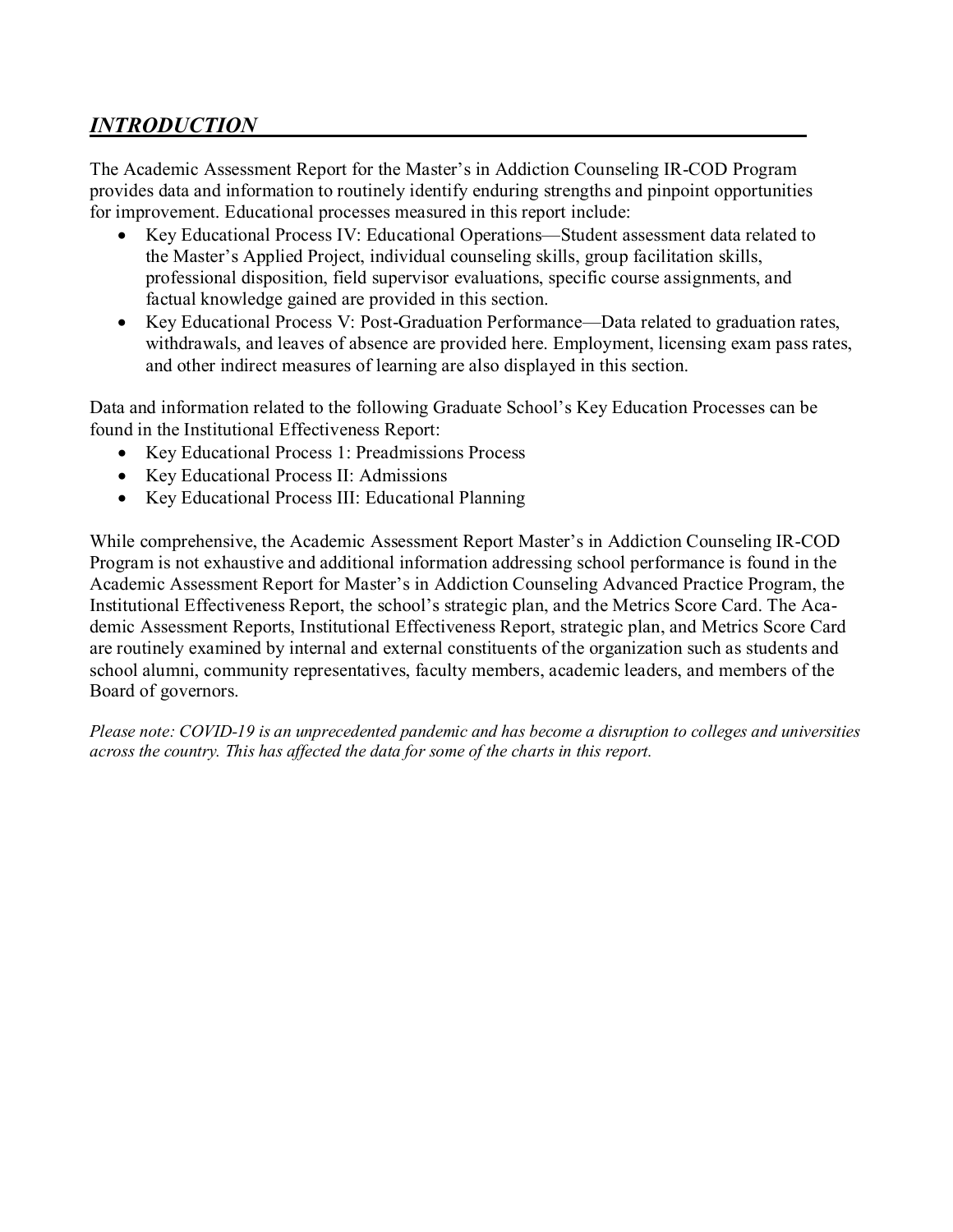## *INTRODUCTION*

The Academic Assessment Report for the Master's in Addiction Counseling IR-COD Program provides data and information to routinely identify enduring strengths and pinpoint opportunities for improvement. Educational processes measured in this report include:

- Key Educational Process IV: Educational Operations—Student assessment data related to the Master's Applied Project, individual counseling skills, group facilitation skills, professional disposition, field supervisor evaluations, specific course assignments, and factual knowledge gained are provided in this section.
- Key Educational Process V: Post-Graduation Performance—Data related to graduation rates, withdrawals, and leaves of absence are provided here. Employment, licensing exam pass rates, and other indirect measures of learning are also displayed in this section.

Data and information related to the following Graduate School's Key Education Processes can be found in the Institutional Effectiveness Report:

- Key Educational Process 1: Preadmissions Process
- Key Educational Process II: Admissions
- Key Educational Process III: Educational Planning

While comprehensive, the Academic Assessment Report Master's in Addiction Counseling IR-COD Program is not exhaustive and additional information addressing school performance is found in the Academic Assessment Report for Master's in Addiction Counseling Advanced Practice Program, the Institutional Effectiveness Report, the school's strategic plan, and the Metrics Score Card. The Academic Assessment Reports, Institutional Effectiveness Report, strategic plan, and Metrics Score Card are routinely examined by internal and external constituents of the organization such as students and school alumni, community representatives, faculty members, academic leaders, and members of the Board of governors.

*Please note: COVID-19 is an unprecedented pandemic and has become a disruption to colleges and universities across the country. This has affected the data for some of the charts in this report.*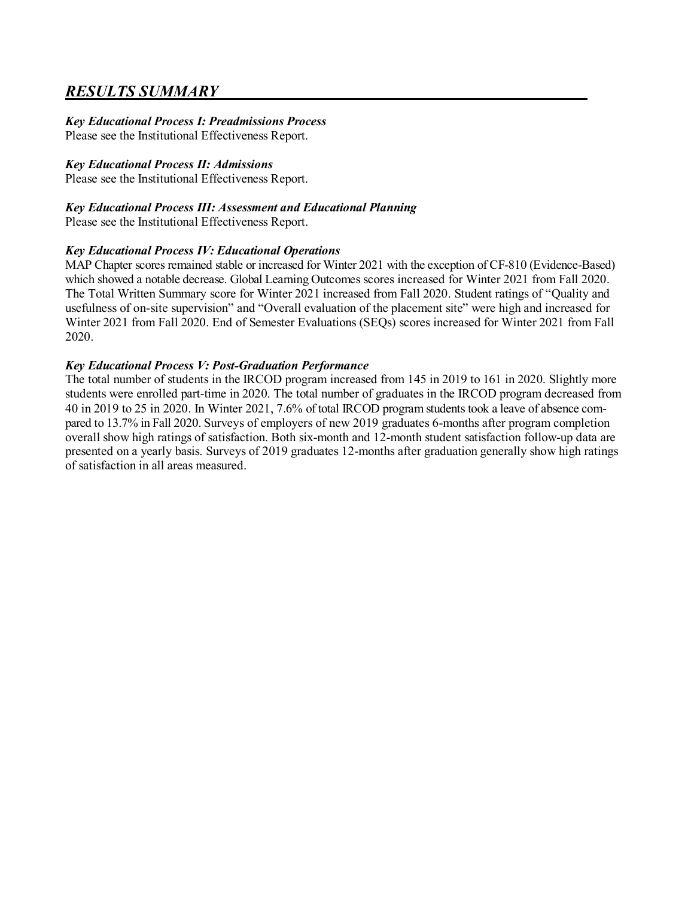## *RESULTS SUMMARY*

***Key Educational Process I: Preadmissions Process***

Please see the Institutional Effectiveness Report.

***Key Educational Process II: Admissions***

Please see the Institutional Effectiveness Report.

***Key Educational Process III: Assessment and Educational Planning***

Please see the Institutional Effectiveness Report.

***Key Educational Process IV: Educational Operations***

MAP Chapter scores remained stable or increased for Winter 2021 with the exception of CF-810 (Evidence-Based) which showed a notable decrease. Global Learning Outcomes scores increased for Winter 2021 from Fall 2020. The Total Written Summary score for Winter 2021 increased from Fall 2020. Student ratings of "Quality and usefulness of on-site supervision" and "Overall evaluation of the placement site" were high and increased for Winter 2021 from Fall 2020. End of Semester Evaluations (SEQs) scores increased for Winter 2021 from Fall 2020.

***Key Educational Process V: Post-Graduation Performance***

The total number of students in the IRCOD program increased from 145 in 2019 to 161 in 2020. Slightly more students were enrolled part-time in 2020. The total number of graduates in the IRCOD program decreased from 40 in 2019 to 25 in 2020. In Winter 2021, 7.6% of total IRCOD program students took a leave of absence compared to 13.7% in Fall 2020. Surveys of employers of new 2019 graduates 6-months after program completion overall show high ratings of satisfaction. Both six-month and 12-month student satisfaction follow-up data are presented on a yearly basis. Surveys of 2019 graduates 12-months after graduation generally show high ratings of satisfaction in all areas measured.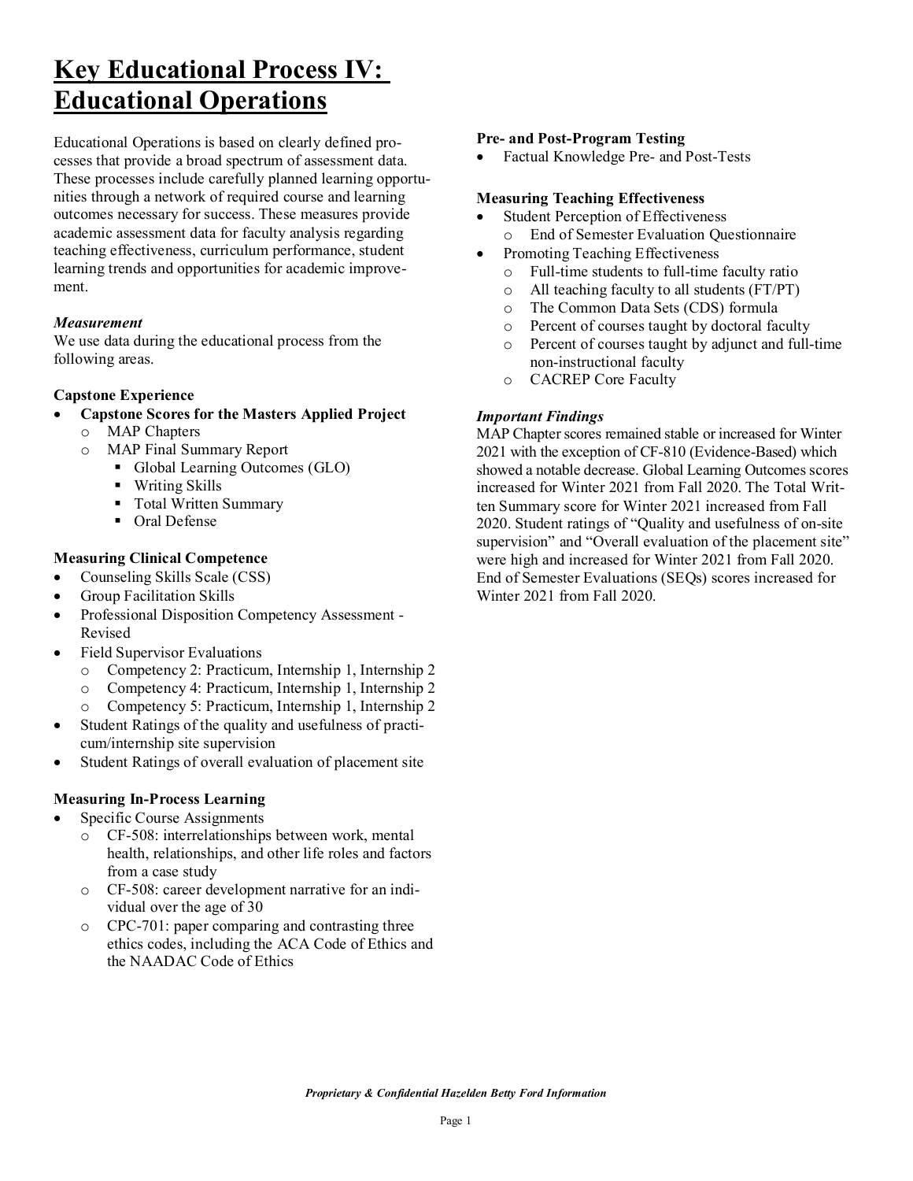# Key Educational Process IV: Educational Operations

Educational Operations is based on clearly defined processes that provide a broad spectrum of assessment data. These processes include carefully planned learning opportunities through a network of required course and learning outcomes necessary for success. These measures provide academic assessment data for faculty analysis regarding teaching effectiveness, curriculum performance, student learning trends and opportunities for academic improvement.

### *Measurement*

We use data during the educational process from the following areas.

**Capstone Experience**

- **Capstone Scores for the Masters Applied Project**
  - MAP Chapters
  - MAP Final Summary Report
    - Global Learning Outcomes (GLO)
    - Writing Skills
    - Total Written Summary
    - Oral Defense

**Measuring Clinical Competence**

- Counseling Skills Scale (CSS)
- Group Facilitation Skills
- Professional Disposition Competency Assessment - Revised
- Field Supervisor Evaluations
  - Competency 2: Practicum, Internship 1, Internship 2
  - Competency 4: Practicum, Internship 1, Internship 2
  - Competency 5: Practicum, Internship 1, Internship 2
- Student Ratings of the quality and usefulness of practicum/internship site supervision
- Student Ratings of overall evaluation of placement site

**Measuring In-Process Learning**

- Specific Course Assignments
  - CF-508: interrelationships between work, mental health, relationships, and other life roles and factors from a case study
  - CF-508: career development narrative for an individual over the age of 30
  - CPC-701: paper comparing and contrasting three ethics codes, including the ACA Code of Ethics and the NAADAC Code of Ethics

**Pre- and Post-Program Testing**

- Factual Knowledge Pre- and Post-Tests

**Measuring Teaching Effectiveness**

- Student Perception of Effectiveness
  - End of Semester Evaluation Questionnaire
- Promoting Teaching Effectiveness
  - Full-time students to full-time faculty ratio
  - All teaching faculty to all students (FT/PT)
  - The Common Data Sets (CDS) formula
  - Percent of courses taught by doctoral faculty
  - Percent of courses taught by adjunct and full-time non-instructional faculty
  - CACREP Core Faculty

### *Important Findings*

MAP Chapter scores remained stable or increased for Winter 2021 with the exception of CF-810 (Evidence-Based) which showed a notable decrease. Global Learning Outcomes scores increased for Winter 2021 from Fall 2020. The Total Written Summary score for Winter 2021 increased from Fall 2020. Student ratings of "Quality and usefulness of on-site supervision" and "Overall evaluation of the placement site" were high and increased for Winter 2021 from Fall 2020. End of Semester Evaluations (SEQs) scores increased for Winter 2021 from Fall 2020.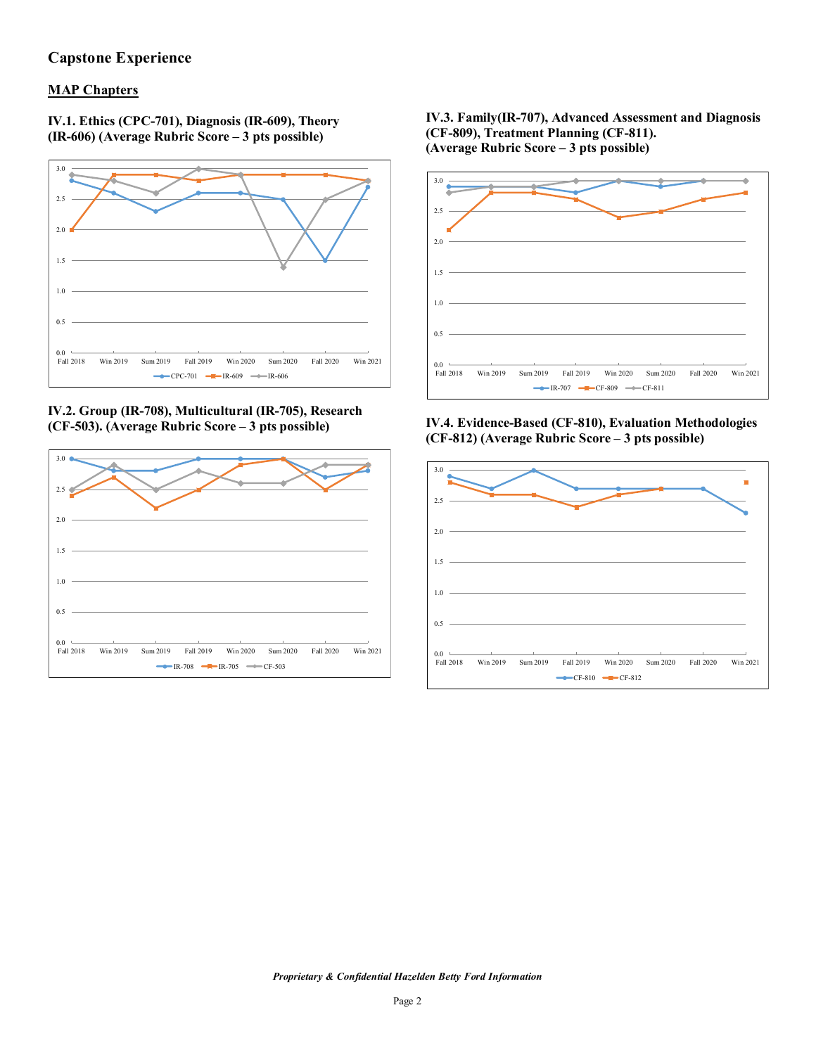## Capstone Experience

### MAP Chapters

**IV.1. Ethics (CPC-701), Diagnosis (IR-609), Theory (IR-606) (Average Rubric Score – 3 pts possible)**

3.0
2.5
2.0
1.5
1.0
0.5
0.0
Fall 2018 Win 2019 Sum 2019 Fall 2019 Win 2020 Sum 2020 Fall 2020 Win 2021
CPC-701 IR-609 IR-606

**IV.2. Group (IR-708), Multicultural (IR-705), Research (CF-503). (Average Rubric Score – 3 pts possible)**

3.0
2.5
2.0
1.5
1.0
0.5
0.0
Fall 2018 Win 2019 Sum 2019 Fall 2019 Win 2020 Sum 2020 Fall 2020 Win 2021
IR-708 IR-705 CF-503

**IV.3. Family(IR-707), Advanced Assessment and Diagnosis (CF-809), Treatment Planning (CF-811). (Average Rubric Score – 3 pts possible)**

3.0
2.5
2.0
1.5
1.0
0.5
0.0
Fall 2018 Win 2019 Sum 2019 Fall 2019 Win 2020 Sum 2020 Fall 2020 Win 2021
IR-707 CF-809 CF-811

**IV.4. Evidence-Based (CF-810), Evaluation Methodologies (CF-812) (Average Rubric Score – 3 pts possible)**

3.0
2.5
2.0
1.5
1.0
0.5
0.0
Fall 2018 Win 2019 Sum 2019 Fall 2019 Win 2020 Sum 2020 Fall 2020 Win 2021
CF-810 CF-812

*Proprietary & Confidential Hazelden Betty Ford Information*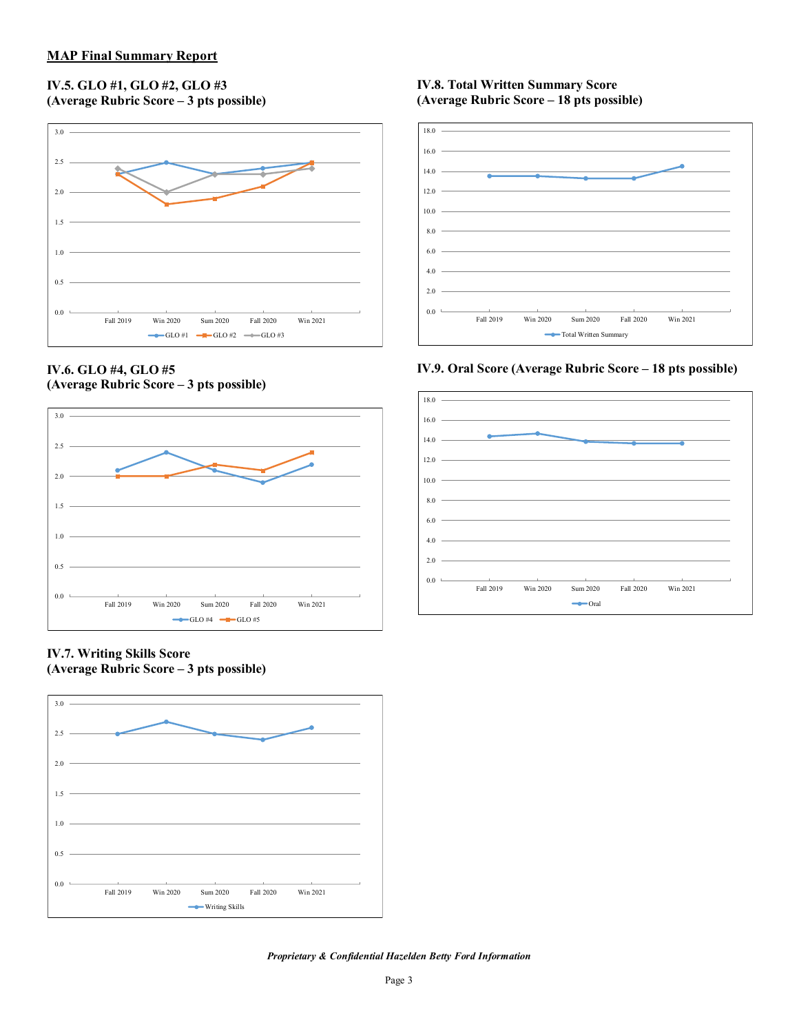**MAP Final Summary Report**

**IV.5. GLO #1, GLO #2, GLO #3**
**(Average Rubric Score – 3 pts possible)**

3.0
2.5
2.0
1.5
1.0
0.5
0.0

Fall 2019 Win 2020 Sum 2020 Fall 2020 Win 2021

GLO #1 GLO #2 GLO #3

**IV.6. GLO #4, GLO #5**
**(Average Rubric Score – 3 pts possible)**

3.0
2.5
2.0
1.5
1.0
0.5
0.0

Fall 2019 Win 2020 Sum 2020 Fall 2020 Win 2021

GLO #4 GLO #5

**IV.7. Writing Skills Score**
**(Average Rubric Score – 3 pts possible)**

3.0
2.5
2.0
1.5
1.0
0.5
0.0

Fall 2019 Win 2020 Sum 2020 Fall 2020 Win 2021

Writing Skills

**IV.8. Total Written Summary Score**
**(Average Rubric Score – 18 pts possible)**

18.0
16.0
14.0
12.0
10.0
8.0
6.0
4.0
2.0
0.0

Fall 2019 Win 2020 Sum 2020 Fall 2020 Win 2021

Total Written Summary

**IV.9. Oral Score (Average Rubric Score – 18 pts possible)**

18.0
16.0
14.0
12.0
10.0
8.0
6.0
4.0
2.0
0.0

Fall 2019 Win 2020 Sum 2020 Fall 2020 Win 2021

Oral

***Proprietary & Confidential Hazelden Betty Ford Information***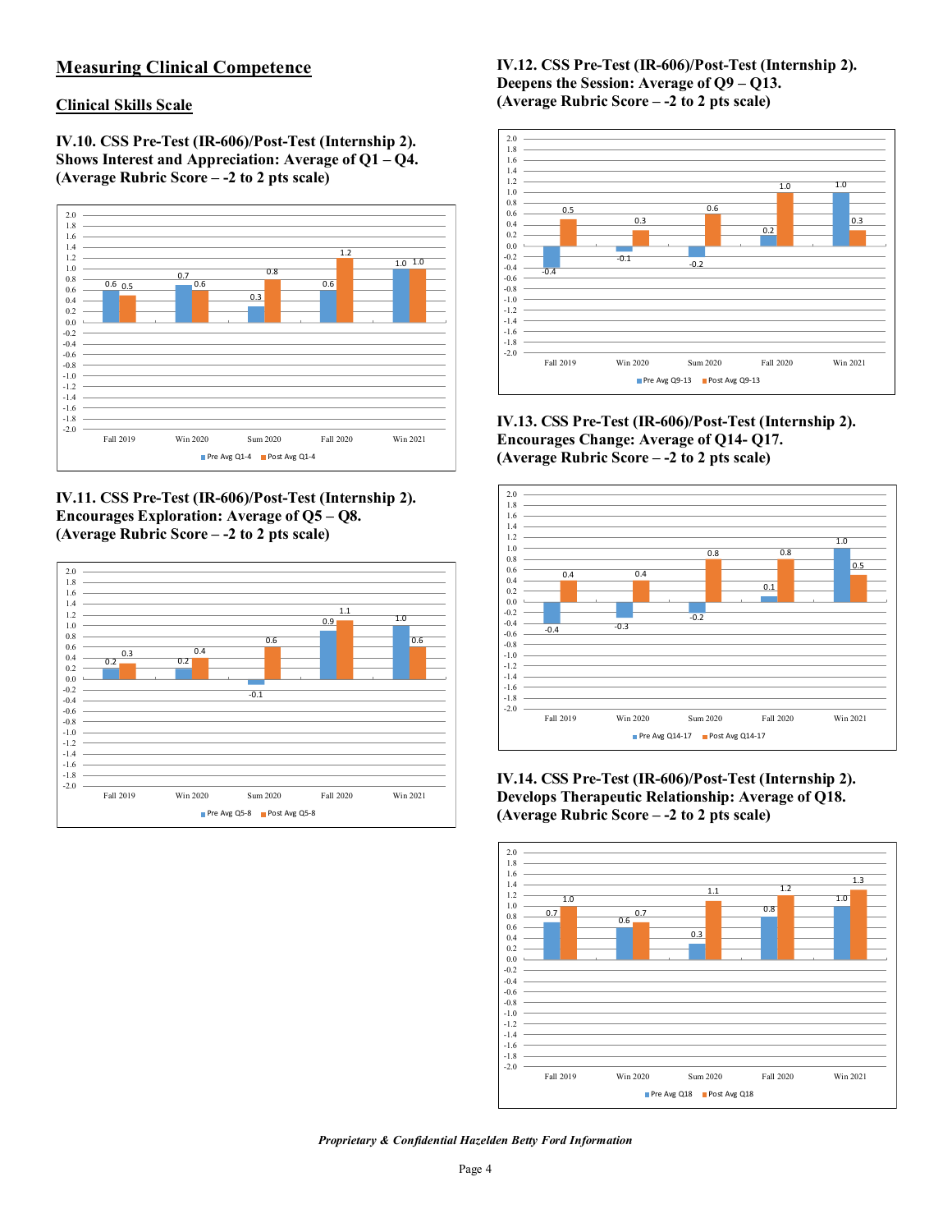## Measuring Clinical Competence

### Clinical Skills Scale

**IV.10. CSS Pre-Test (IR-606)/Post-Test (Internship 2). Shows Interest and Appreciation: Average of Q1 – Q4. (Average Rubric Score – -2 to 2 pts scale)**

2.0
1.8
1.6
1.4
1.2
1.0
0.8
0.6
0.4
0.2
0.0
-0.2
-0.4
-0.6
-0.8
-1.0
-1.2
-1.4
-1.6
-1.8
-2.0

0.6 0.5
0.7 0.6
0.3 0.8
0.6 1.2
1.0 1.0

Fall 2019 Win 2020 Sum 2020 Fall 2020 Win 2021

Pre Avg Q1-4 Post Avg Q1-4

**IV.11. CSS Pre-Test (IR-606)/Post-Test (Internship 2). Encourages Exploration: Average of Q5 – Q8. (Average Rubric Score – -2 to 2 pts scale)**

2.0
1.8
1.6
1.4
1.2
1.0
0.8
0.6
0.4
0.2
0.0
-0.2
-0.4
-0.6
-0.8
-1.0
-1.2
-1.4
-1.6
-1.8
-2.0

0.2 0.3
0.2 0.4
-0.1 0.6
0.9 1.1
1.0 0.6

Fall 2019 Win 2020 Sum 2020 Fall 2020 Win 2021

Pre Avg Q5-8 Post Avg Q5-8

**IV.12. CSS Pre-Test (IR-606)/Post-Test (Internship 2). Deepens the Session: Average of Q9 – Q13. (Average Rubric Score – -2 to 2 pts scale)**

2.0
1.8
1.6
1.4
1.2
1.0
0.8
0.6
0.4
0.2
0.0
-0.2
-0.4
-0.6
-0.8
-1.0
-1.2
-1.4
-1.6
-1.8
-2.0

-0.4 0.5
-0.1 0.3
-0.2 0.6
0.2 1.0
1.0 0.3

Fall 2019 Win 2020 Sum 2020 Fall 2020 Win 2021

Pre Avg Q9-13 Post Avg Q9-13

**IV.13. CSS Pre-Test (IR-606)/Post-Test (Internship 2). Encourages Change: Average of Q14- Q17. (Average Rubric Score – -2 to 2 pts scale)**

2.0
1.8
1.6
1.4
1.2
1.0
0.8
0.6
0.4
0.2
0.0
-0.2
-0.4
-0.6
-0.8
-1.0
-1.2
-1.4
-1.6
-1.8
-2.0

-0.4 0.4
-0.3 0.4
-0.2 0.8
0.1 0.8
1.0 0.5

Fall 2019 Win 2020 Sum 2020 Fall 2020 Win 2021

Pre Avg Q14-17 Post Avg Q14-17

**IV.14. CSS Pre-Test (IR-606)/Post-Test (Internship 2). Develops Therapeutic Relationship: Average of Q18. (Average Rubric Score – -2 to 2 pts scale)**

2.0
1.8
1.6
1.4
1.2
1.0
0.8
0.6
0.4
0.2
0.0
-0.2
-0.4
-0.6
-0.8
-1.0
-1.2
-1.4
-1.6
-1.8
-2.0

0.7 1.0
0.6 0.7
0.3 1.1
0.8 1.2
1.0 1.3

Fall 2019 Win 2020 Sum 2020 Fall 2020 Win 2021

Pre Avg Q18 Post Avg Q18

*Proprietary & Confidential Hazelden Betty Ford Information*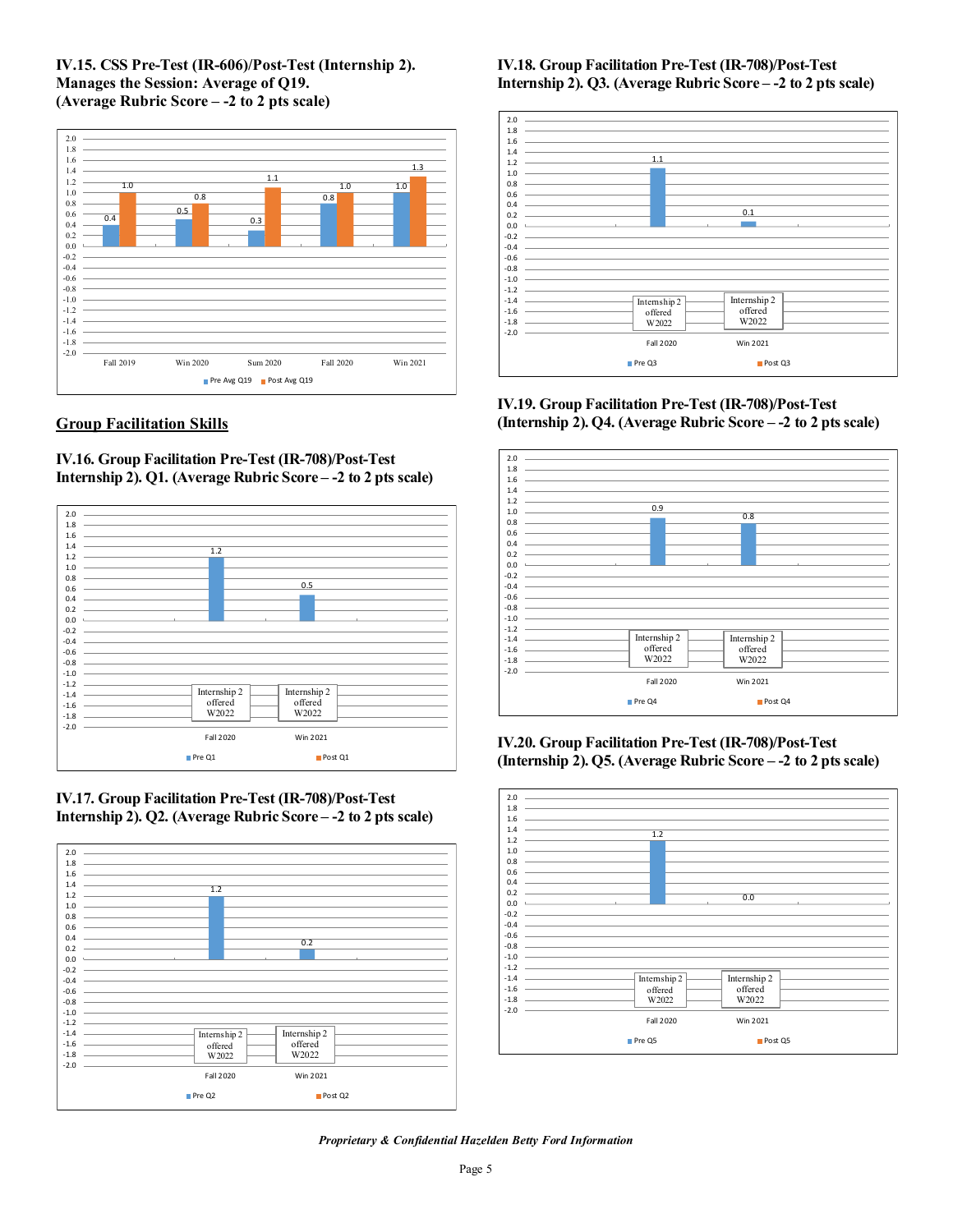**IV.15. CSS Pre-Test (IR-606)/Post-Test (Internship 2). Manages the Session: Average of Q19. (Average Rubric Score – -2 to 2 pts scale)**

2.0
1.8
1.6
1.4
1.2
1.0
0.8
0.6
0.4
0.2
0.0
-0.2
-0.4
-0.6
-0.8
-1.0
-1.2
-1.4
-1.6
-1.8
-2.0

0.4
1.0
0.5
0.8
0.3
1.1
0.8
1.0
1.0
1.3

Fall 2019
Win 2020
Sum 2020
Fall 2020
Win 2021

Pre Avg Q19
Post Avg Q19

## Group Facilitation Skills

**IV.16. Group Facilitation Pre-Test (IR-708)/Post-Test Internship 2). Q1. (Average Rubric Score – -2 to 2 pts scale)**

2.0
1.8
1.6
1.4
1.2
1.0
0.8
0.6
0.4
0.2
0.0
-0.2
-0.4
-0.6
-0.8
-1.0
-1.2
-1.4
-1.6
-1.8
-2.0

1.2
0.5

Internship 2 offered W2022
Internship 2 offered W2022

Fall 2020
Win 2021

Pre Q1
Post Q1

**IV.17. Group Facilitation Pre-Test (IR-708)/Post-Test Internship 2). Q2. (Average Rubric Score – -2 to 2 pts scale)**

2.0
1.8
1.6
1.4
1.2
1.0
0.8
0.6
0.4
0.2
0.0
-0.2
-0.4
-0.6
-0.8
-1.0
-1.2
-1.4
-1.6
-1.8
-2.0

1.2
0.2

Internship 2 offered W2022
Internship 2 offered W2022

Fall 2020
Win 2021

Pre Q2
Post Q2

**IV.18. Group Facilitation Pre-Test (IR-708)/Post-Test Internship 2). Q3. (Average Rubric Score – -2 to 2 pts scale)**

2.0
1.8
1.6
1.4
1.2
1.0
0.8
0.6
0.4
0.2
0.0
-0.2
-0.4
-0.6
-0.8
-1.0
-1.2
-1.4
-1.6
-1.8
-2.0

1.1
0.1

Internship 2 offered W2022
Internship 2 offered W2022

Fall 2020
Win 2021

Pre Q3
Post Q3

**IV.19. Group Facilitation Pre-Test (IR-708)/Post-Test (Internship 2). Q4. (Average Rubric Score – -2 to 2 pts scale)**

2.0
1.8
1.6
1.4
1.2
1.0
0.8
0.6
0.4
0.2
0.0
-0.2
-0.4
-0.6
-0.8
-1.0
-1.2
-1.4
-1.6
-1.8
-2.0

0.9
0.8

Internship 2 offered W2022
Internship 2 offered W2022

Fall 2020
Win 2021

Pre Q4
Post Q4

**IV.20. Group Facilitation Pre-Test (IR-708)/Post-Test (Internship 2). Q5. (Average Rubric Score – -2 to 2 pts scale)**

2.0
1.8
1.6
1.4
1.2
1.0
0.8
0.6
0.4
0.2
0.0
-0.2
-0.4
-0.6
-0.8
-1.0
-1.2
-1.4
-1.6
-1.8
-2.0

1.2
0.0

Internship 2 offered W2022
Internship 2 offered W2022

Fall 2020
Win 2021

Pre Q5
Post Q5

*Proprietary & Confidential Hazelden Betty Ford Information*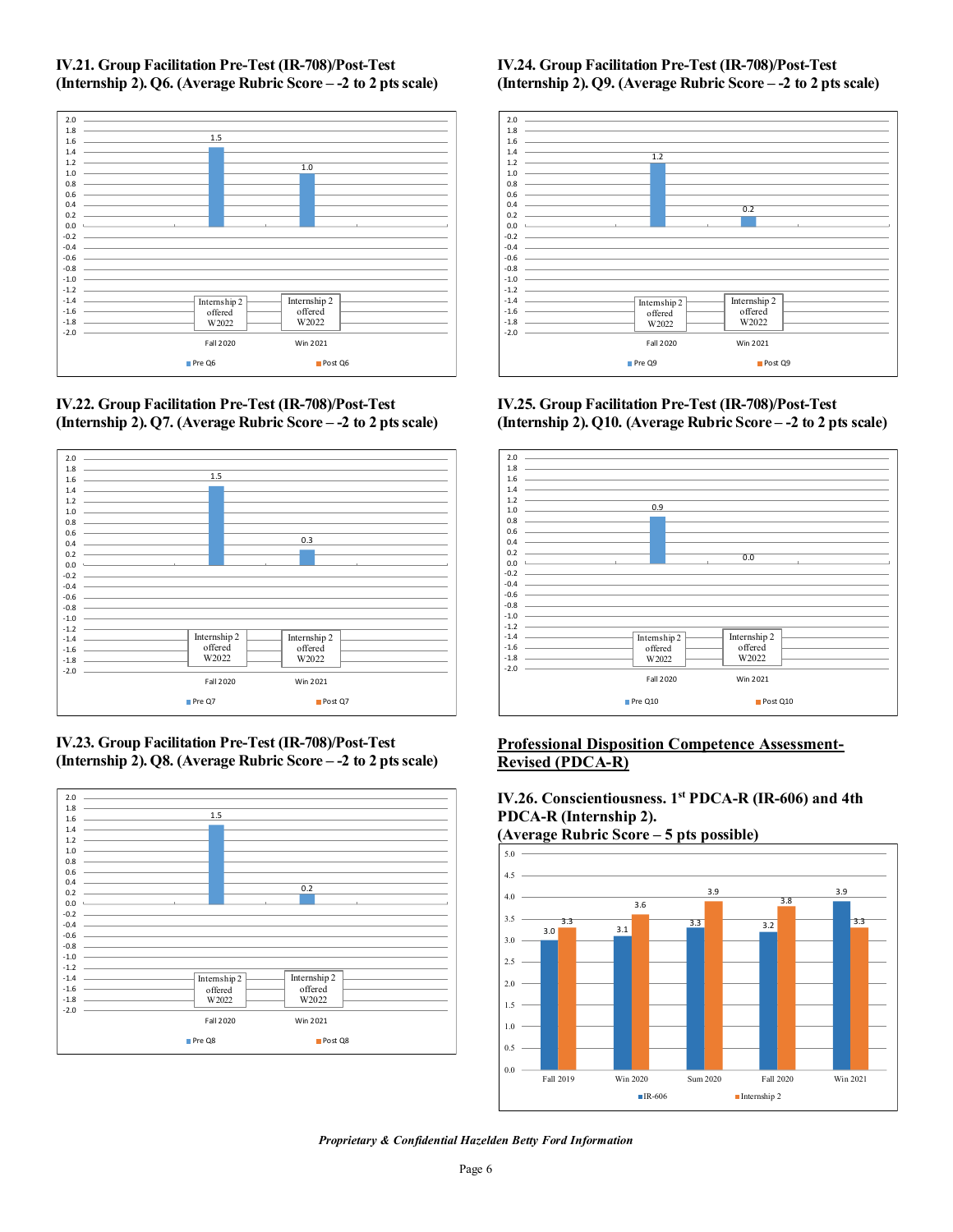### IV.21. Group Facilitation Pre-Test (IR-708)/Post-Test (Internship 2). Q6. (Average Rubric Score – -2 to 2 pts scale)

2.0
1.8
1.6
1.4
1.2
1.0
0.8
0.6
0.4
0.2
0.0
-0.2
-0.4
-0.6
-0.8
-1.0
-1.2
-1.4
-1.6
-1.8
-2.0

1.5
1.0

Internship 2 offered W2022
Internship 2 offered W2022

Fall 2020
Win 2021

Pre Q6
Post Q6

### IV.22. Group Facilitation Pre-Test (IR-708)/Post-Test (Internship 2). Q7. (Average Rubric Score – -2 to 2 pts scale)

2.0
1.8
1.6
1.4
1.2
1.0
0.8
0.6
0.4
0.2
0.0
-0.2
-0.4
-0.6
-0.8
-1.0
-1.2
-1.4
-1.6
-1.8
-2.0

1.5
0.3

Internship 2 offered W2022
Internship 2 offered W2022

Fall 2020
Win 2021

Pre Q7
Post Q7

### IV.23. Group Facilitation Pre-Test (IR-708)/Post-Test (Internship 2). Q8. (Average Rubric Score – -2 to 2 pts scale)

2.0
1.8
1.6
1.4
1.2
1.0
0.8
0.6
0.4
0.2
0.0
-0.2
-0.4
-0.6
-0.8
-1.0
-1.2
-1.4
-1.6
-1.8
-2.0

1.5
0.2

Internship 2 offered W2022
Internship 2 offered W2022

Fall 2020
Win 2021

Pre Q8
Post Q8

### IV.24. Group Facilitation Pre-Test (IR-708)/Post-Test (Internship 2). Q9. (Average Rubric Score – -2 to 2 pts scale)

2.0
1.8
1.6
1.4
1.2
1.0
0.8
0.6
0.4
0.2
0.0
-0.2
-0.4
-0.6
-0.8
-1.0
-1.2
-1.4
-1.6
-1.8
-2.0

1.2
0.2

Internship 2 offered W2022
Internship 2 offered W2022

Fall 2020
Win 2021

Pre Q9
Post Q9

### IV.25. Group Facilitation Pre-Test (IR-708)/Post-Test (Internship 2). Q10. (Average Rubric Score – -2 to 2 pts scale)

2.0
1.8
1.6
1.4
1.2
1.0
0.8
0.6
0.4
0.2
0.0
-0.2
-0.4
-0.6
-0.8
-1.0
-1.2
-1.4
-1.6
-1.8
-2.0

0.9
0.0

Internship 2 offered W2022
Internship 2 offered W2022

Fall 2020
Win 2021

Pre Q10
Post Q10

## Professional Disposition Competence Assessment-Revised (PDCA-R)

### IV.26. Conscientiousness. 1st PDCA-R (IR-606) and 4th PDCA-R (Internship 2). (Average Rubric Score – 5 pts possible)

5.0
4.5
4.0
3.5
3.0
2.5
2.0
1.5
1.0
0.5
0.0

3.0
3.3
3.1
3.6
3.3
3.9
3.2
3.8
3.9
3.3

Fall 2019
Win 2020
Sum 2020
Fall 2020
Win 2021

IR-606
Internship 2

*Proprietary & Confidential Hazelden Betty Ford Information*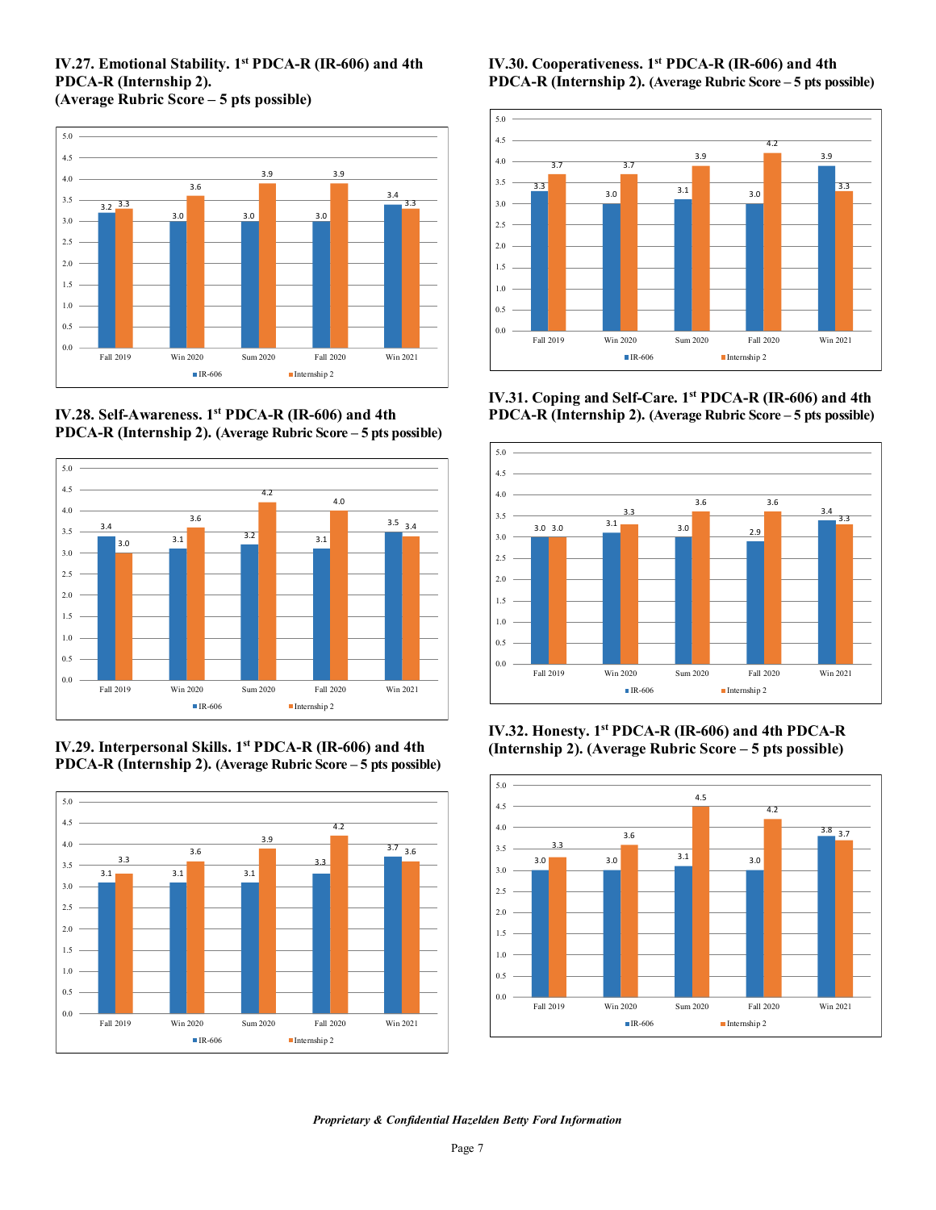### IV.27. Emotional Stability. 1st PDCA-R (IR-606) and 4th PDCA-R (Internship 2). (Average Rubric Score – 5 pts possible)

5.0
4.5
4.0
3.5
3.0
2.5
2.0
1.5
1.0
0.5
0.0

Fall 2019: 3.2, 3.3
Win 2020: 3.0, 3.6
Sum 2020: 3.0, 3.9
Fall 2020: 3.0, 3.9
Win 2021: 3.4, 3.3

IR-606
Internship 2

### IV.28. Self-Awareness. 1st PDCA-R (IR-606) and 4th PDCA-R (Internship 2). (Average Rubric Score – 5 pts possible)

5.0
4.5
4.0
3.5
3.0
2.5
2.0
1.5
1.0
0.5
0.0

Fall 2019: 3.4, 3.0
Win 2020: 3.1, 3.6
Sum 2020: 3.2, 4.2
Fall 2020: 3.1, 4.0
Win 2021: 3.5, 3.4

IR-606
Internship 2

### IV.29. Interpersonal Skills. 1st PDCA-R (IR-606) and 4th PDCA-R (Internship 2). (Average Rubric Score – 5 pts possible)

5.0
4.5
4.0
3.5
3.0
2.5
2.0
1.5
1.0
0.5
0.0

Fall 2019: 3.1, 3.3
Win 2020: 3.1, 3.6
Sum 2020: 3.1, 3.9
Fall 2020: 3.3, 4.2
Win 2021: 3.7, 3.6

IR-606
Internship 2

### IV.30. Cooperativeness. 1st PDCA-R (IR-606) and 4th PDCA-R (Internship 2). (Average Rubric Score – 5 pts possible)

5.0
4.5
4.0
3.5
3.0
2.5
2.0
1.5
1.0
0.5
0.0

Fall 2019: 3.3, 3.7
Win 2020: 3.0, 3.7
Sum 2020: 3.1, 3.9
Fall 2020: 3.0, 4.2
Win 2021: 3.9, 3.3

IR-606
Internship 2

### IV.31. Coping and Self-Care. 1st PDCA-R (IR-606) and 4th PDCA-R (Internship 2). (Average Rubric Score – 5 pts possible)

5.0
4.5
4.0
3.5
3.0
2.5
2.0
1.5
1.0
0.5
0.0

Fall 2019: 3.0, 3.0
Win 2020: 3.1, 3.3
Sum 2020: 3.0, 3.6
Fall 2020: 2.9, 3.6
Win 2021: 3.4, 3.3

IR-606
Internship 2

### IV.32. Honesty. 1st PDCA-R (IR-606) and 4th PDCA-R (Internship 2). (Average Rubric Score – 5 pts possible)

5.0
4.5
4.0
3.5
3.0
2.5
2.0
1.5
1.0
0.5
0.0

Fall 2019: 3.0, 3.3
Win 2020: 3.0, 3.6
Sum 2020: 3.1, 4.5
Fall 2020: 3.0, 4.2
Win 2021: 3.8, 3.7

IR-606
Internship 2

*Proprietary & Confidential Hazelden Betty Ford Information*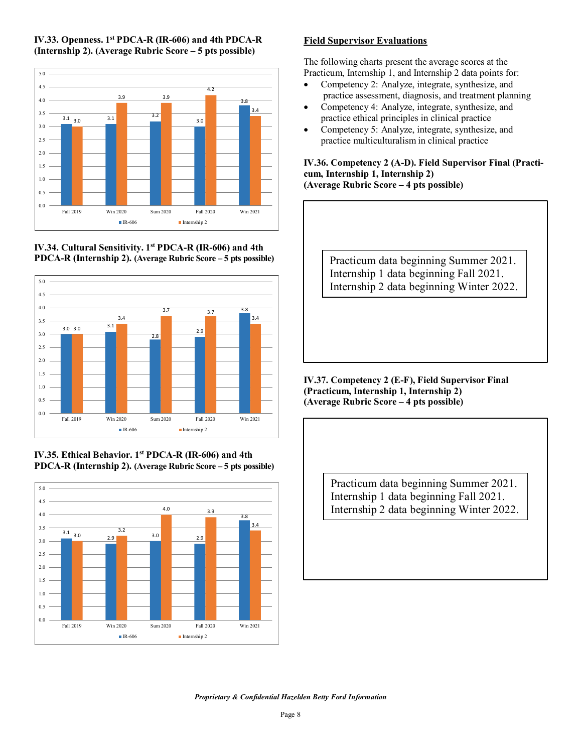**IV.33. Openness. 1st PDCA-R (IR-606) and 4th PDCA-R (Internship 2). (Average Rubric Score – 5 pts possible)**

5.0
4.5
4.0
3.5
3.0
2.5
2.0
1.5
1.0
0.5
0.0

3.1 3.0
3.1 3.9
3.2 3.9
3.0 4.2
3.8 3.4

Fall 2019
Win 2020
Sum 2020
Fall 2020
Win 2021

IR-606
Internship 2

**IV.34. Cultural Sensitivity. 1st PDCA-R (IR-606) and 4th PDCA-R (Internship 2). (Average Rubric Score – 5 pts possible)**

5.0
4.5
4.0
3.5
3.0
2.5
2.0
1.5
1.0
0.5
0.0

3.0 3.0
3.1 3.4
2.8 3.7
2.9 3.7
3.8 3.4

Fall 2019
Win 2020
Sum 2020
Fall 2020
Win 2021

IR-606
Internship 2

**IV.35. Ethical Behavior. 1st PDCA-R (IR-606) and 4th PDCA-R (Internship 2). (Average Rubric Score – 5 pts possible)**

5.0
4.5
4.0
3.5
3.0
2.5
2.0
1.5
1.0
0.5
0.0

3.1 3.0
2.9 3.2
3.0 4.0
2.9 3.9
3.8 3.4

Fall 2019
Win 2020
Sum 2020
Fall 2020
Win 2021

IR-606
Internship 2

## Field Supervisor Evaluations

The following charts present the average scores at the Practicum, Internship 1, and Internship 2 data points for:

- Competency 2: Analyze, integrate, synthesize, and practice assessment, diagnosis, and treatment planning
- Competency 4: Analyze, integrate, synthesize, and practice ethical principles in clinical practice
- Competency 5: Analyze, integrate, synthesize, and practice multiculturalism in clinical practice

**IV.36. Competency 2 (A-D). Field Supervisor Final (Practicum, Internship 1, Internship 2) (Average Rubric Score – 4 pts possible)**

Practicum data beginning Summer 2021.
Internship 1 data beginning Fall 2021.
Internship 2 data beginning Winter 2022.

**IV.37. Competency 2 (E-F), Field Supervisor Final (Practicum, Internship 1, Internship 2) (Average Rubric Score – 4 pts possible)**

Practicum data beginning Summer 2021.
Internship 1 data beginning Fall 2021.
Internship 2 data beginning Winter 2022.

*Proprietary & Confidential Hazelden Betty Ford Information*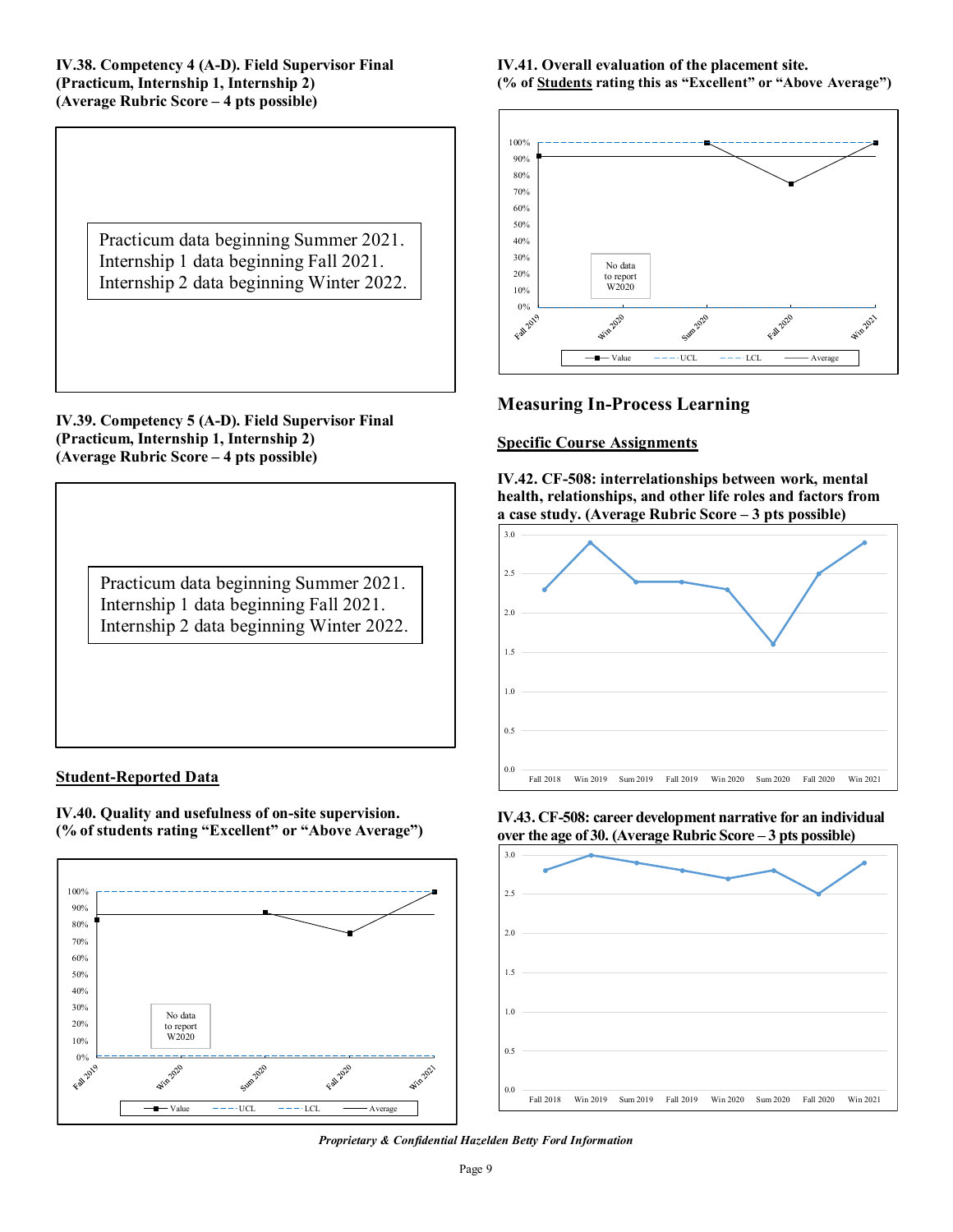**IV.38. Competency 4 (A-D). Field Supervisor Final (Practicum, Internship 1, Internship 2) (Average Rubric Score – 4 pts possible)**

Practicum data beginning Summer 2021.
Internship 1 data beginning Fall 2021.
Internship 2 data beginning Winter 2022.

**IV.39. Competency 5 (A-D). Field Supervisor Final (Practicum, Internship 1, Internship 2) (Average Rubric Score – 4 pts possible)**

Practicum data beginning Summer 2021.
Internship 1 data beginning Fall 2021.
Internship 2 data beginning Winter 2022.

## Student-Reported Data

**IV.40. Quality and usefulness of on-site supervision. (% of students rating "Excellent" or "Above Average")**

100%
90%
80%
70%
60%
50%
40%
30%
20%
10%
0%

No data to report W2020

Fall 2019
Win 2020
Sum 2020
Fall 2020
Win 2021

Value
UCL
LCL
Average

**IV.41. Overall evaluation of the placement site. (% of Students rating this as "Excellent" or "Above Average")**

100%
90%
80%
70%
60%
50%
40%
30%
20%
10%
0%

No data to report W2020

Fall 2019
Win 2020
Sum 2020
Fall 2020
Win 2021

Value
UCL
LCL
Average

## Measuring In-Process Learning

### Specific Course Assignments

**IV.42. CF-508: interrelationships between work, mental health, relationships, and other life roles and factors from a case study. (Average Rubric Score – 3 pts possible)**

3.0
2.5
2.0
1.5
1.0
0.5
0.0

Fall 2018
Win 2019
Sum 2019
Fall 2019
Win 2020
Sum 2020
Fall 2020
Win 2021

**IV.43. CF-508: career development narrative for an individual over the age of 30. (Average Rubric Score – 3 pts possible)**

3.0
2.5
2.0
1.5
1.0
0.5
0.0

Fall 2018
Win 2019
Sum 2019
Fall 2019
Win 2020
Sum 2020
Fall 2020
Win 2021

*Proprietary & Confidential Hazelden Betty Ford Information*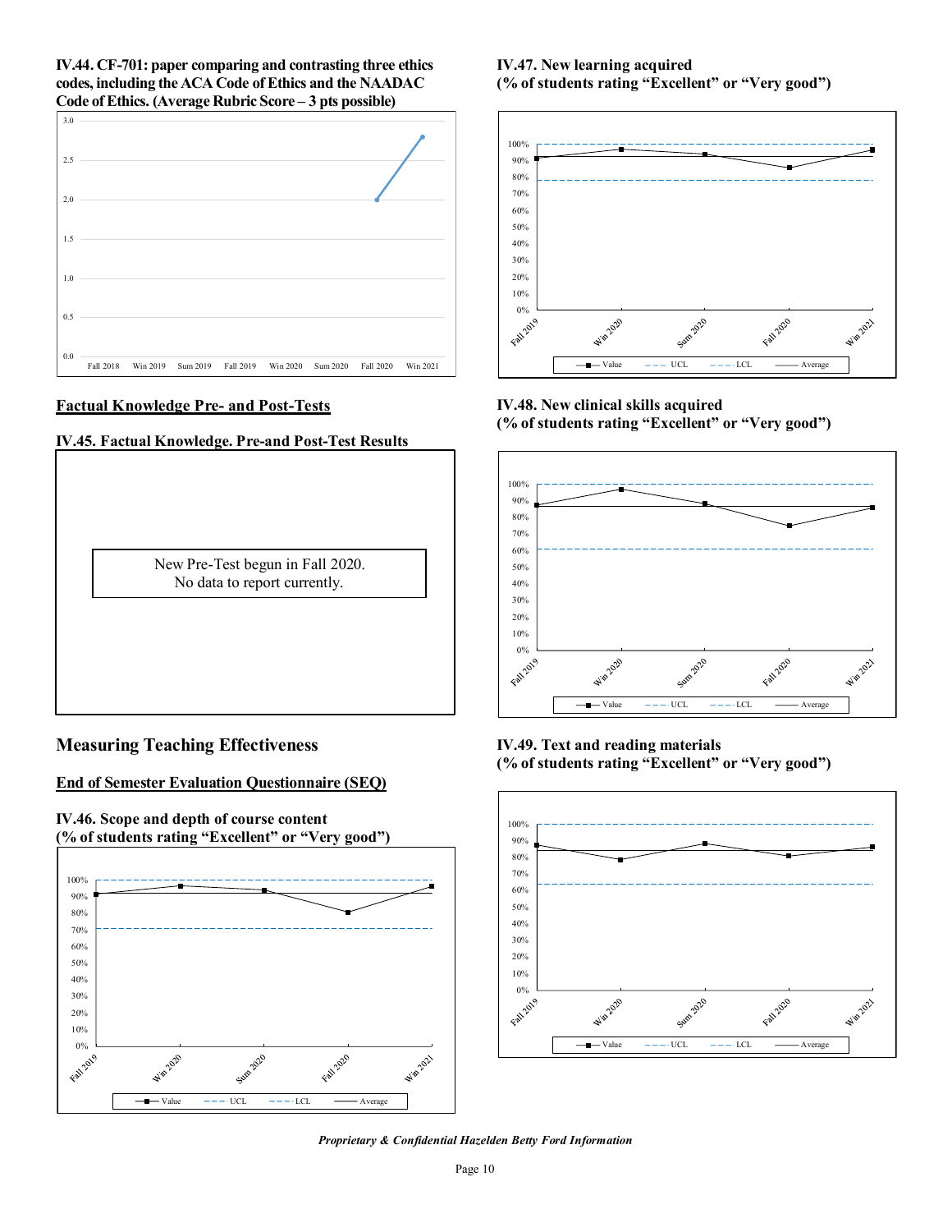**IV.44. CF-701: paper comparing and contrasting three ethics codes, including the ACA Code of Ethics and the NAADAC Code of Ethics. (Average Rubric Score – 3 pts possible)**

3.0
2.5
2.0
1.5
1.0
0.5
0.0
Fall 2018 Win 2019 Sum 2019 Fall 2019 Win 2020 Sum 2020 Fall 2020 Win 2021

## Factual Knowledge Pre- and Post-Tests

**IV.45. Factual Knowledge. Pre-and Post-Test Results**

New Pre-Test begun in Fall 2020.
No data to report currently.

# Measuring Teaching Effectiveness

## End of Semester Evaluation Questionnaire (SEQ)

**IV.46. Scope and depth of course content (% of students rating "Excellent" or "Very good")**

100%
90%
80%
70%
60%
50%
40%
30%
20%
10%
0%
Fall 2019 Win 2020 Sum 2020 Fall 2020 Win 2021
Value UCL LCL Average

**IV.47. New learning acquired (% of students rating "Excellent" or "Very good")**

100%
90%
80%
70%
60%
50%
40%
30%
20%
10%
0%
Fall 2019 Win 2020 Sum 2020 Fall 2020 Win 2021
Value UCL LCL Average

**IV.48. New clinical skills acquired (% of students rating "Excellent" or "Very good")**

100%
90%
80%
70%
60%
50%
40%
30%
20%
10%
0%
Fall 2019 Win 2020 Sum 2020 Fall 2020 Win 2021
Value UCL LCL Average

**IV.49. Text and reading materials (% of students rating "Excellent" or "Very good")**

100%
90%
80%
70%
60%
50%
40%
30%
20%
10%
0%
Fall 2019 Win 2020 Sum 2020 Fall 2020 Win 2021
Value UCL LCL Average

*Proprietary & Confidential Hazelden Betty Ford Information*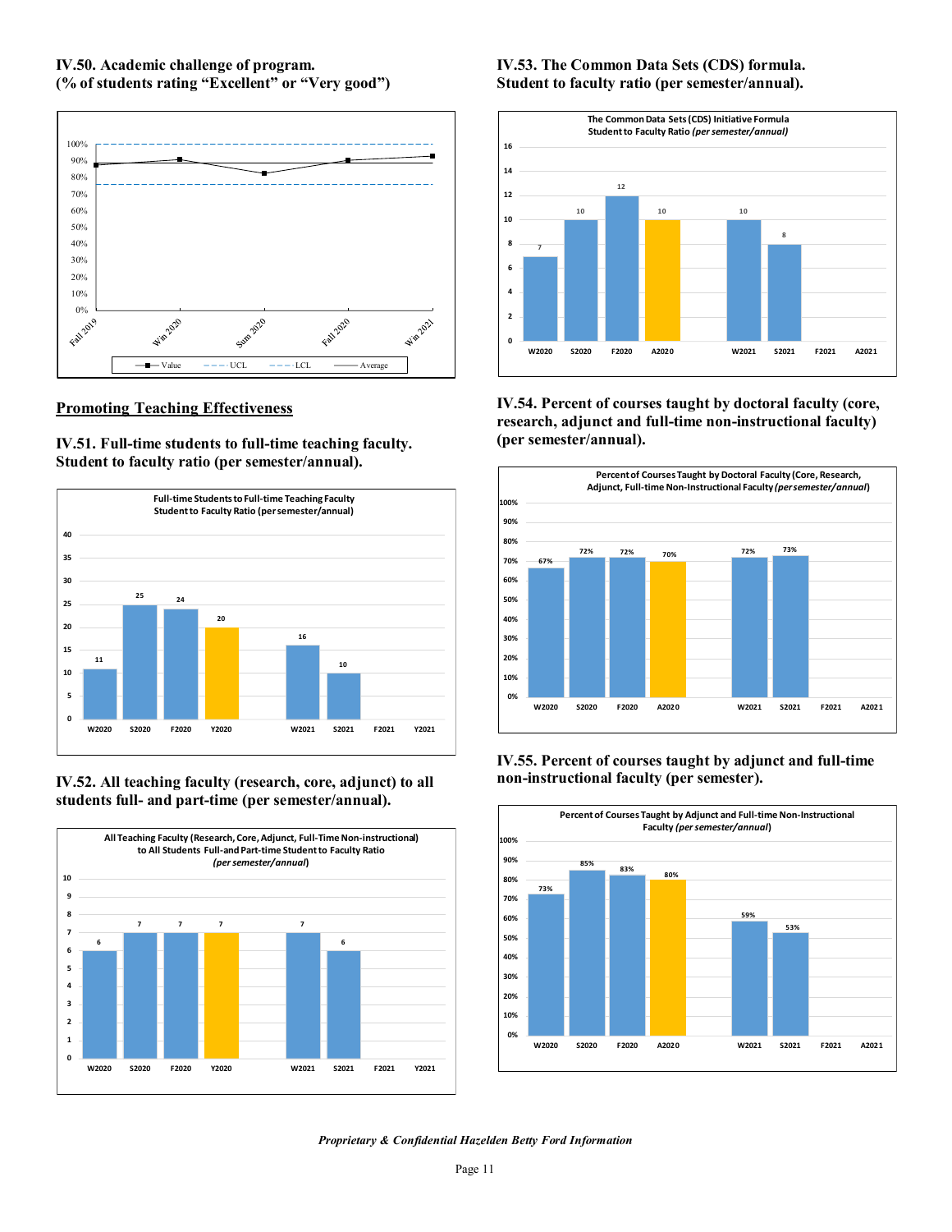**IV.50. Academic challenge of program.**
**(% of students rating "Excellent" or "Very good")**

100%
90%
80%
70%
60%
50%
40%
30%
20%
10%
0%

Fall 2019
Win 2020
Sum 2020
Fall 2020
Win 2021

Value
UCL
LCL
Average

## Promoting Teaching Effectiveness

**IV.51. Full-time students to full-time teaching faculty. Student to faculty ratio (per semester/annual).**

Full-time Students to Full-time Teaching Faculty
Student to Faculty Ratio (per semester/annual)

40
35
30
25
20
15
10
5
0

11
25
24
20
16
10

W2020
S2020
F2020
Y2020
W2021
S2021
F2021
Y2021

**IV.52. All teaching faculty (research, core, adjunct) to all students full- and part-time (per semester/annual).**

All Teaching Faculty (Research, Core, Adjunct, Full-Time Non-instructional)
to All Students Full-and Part-time Student to Faculty Ratio
*(per semester/annual)*

10
9
8
7
6
5
4
3
2
1
0

6
7
7
7
7
6

W2020
S2020
F2020
Y2020
W2021
S2021
F2021
Y2021

**IV.53. The Common Data Sets (CDS) formula. Student to faculty ratio (per semester/annual).**

The Common Data Sets (CDS) Initiative Formula
Student to Faculty Ratio *(per semester/annual)*

16
14
12
10
8
6
4
2
0

7
10
12
10
10
8

W2020
S2020
F2020
A2020
W2021
S2021
F2021
A2021

**IV.54. Percent of courses taught by doctoral faculty (core, research, adjunct and full-time non-instructional faculty) (per semester/annual).**

Percent of Courses Taught by Doctoral Faculty (Core, Research,
Adjunct, Full-time Non-Instructional Faculty *(per semester/annual)*)

100%
90%
80%
70%
60%
50%
40%
30%
20%
10%
0%

67%
72%
72%
70%
72%
73%

W2020
S2020
F2020
A2020
W2021
S2021
F2021
A2021

**IV.55. Percent of courses taught by adjunct and full-time non-instructional faculty (per semester).**

Percent of Courses Taught by Adjunct and Full-time Non-Instructional
Faculty *(per semester/annual)*

100%
90%
80%
70%
60%
50%
40%
30%
20%
10%
0%

73%
85%
83%
80%
59%
53%

W2020
S2020
F2020
A2020
W2021
S2021
F2021
A2021

*Proprietary & Confidential Hazelden Betty Ford Information*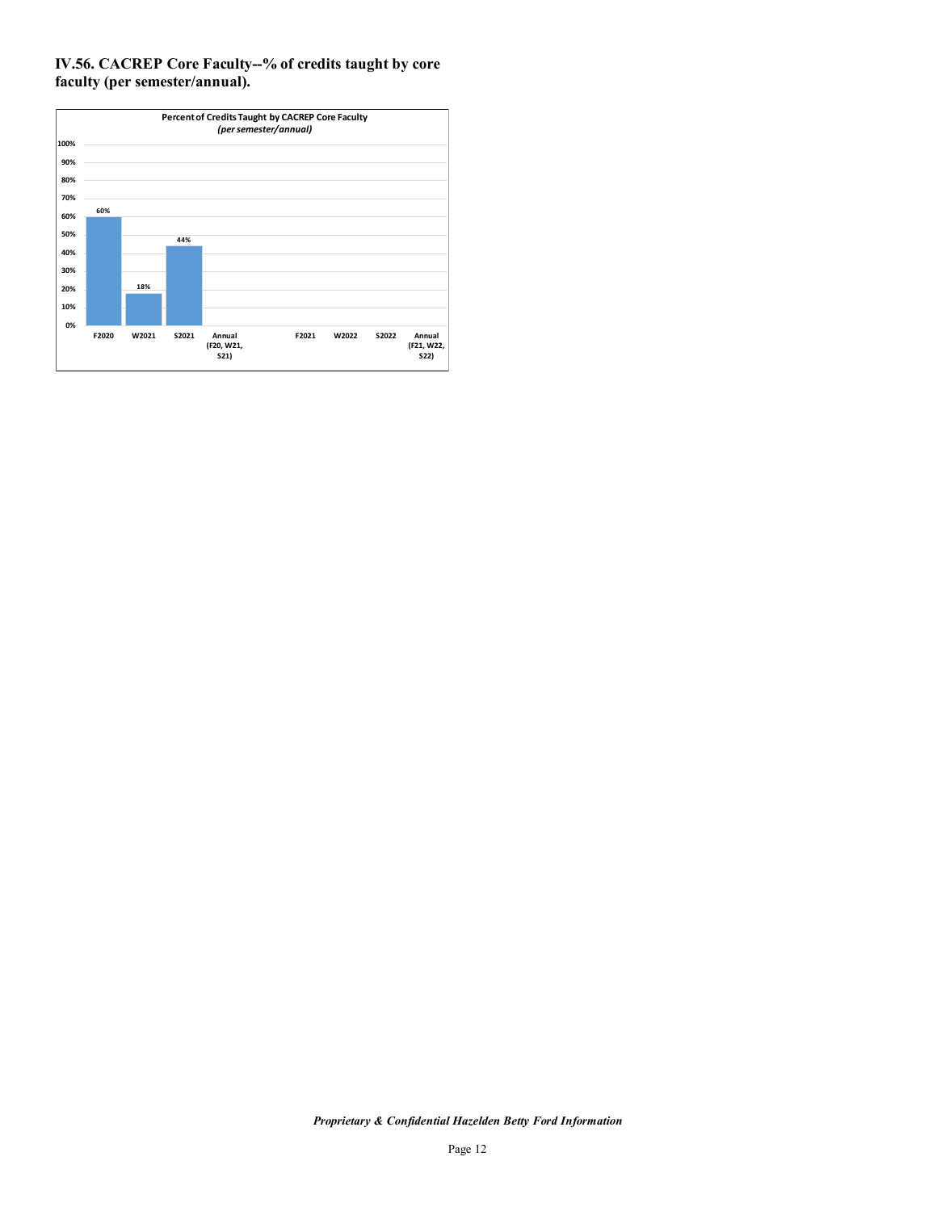### IV.56. CACREP Core Faculty--% of credits taught by core faculty (per semester/annual).

**Percent of Credits Taught by CACREP Core Faculty**
*(per semester/annual)*

| F2020 | W2021 | S2021 | Annual (F20, W21, S21) | F2021 | W2022 | S2022 | Annual (F21, W22, S22) |
|---|---|---|---|---|---|---|---|
| 60% | 18% | 44% | | | | | |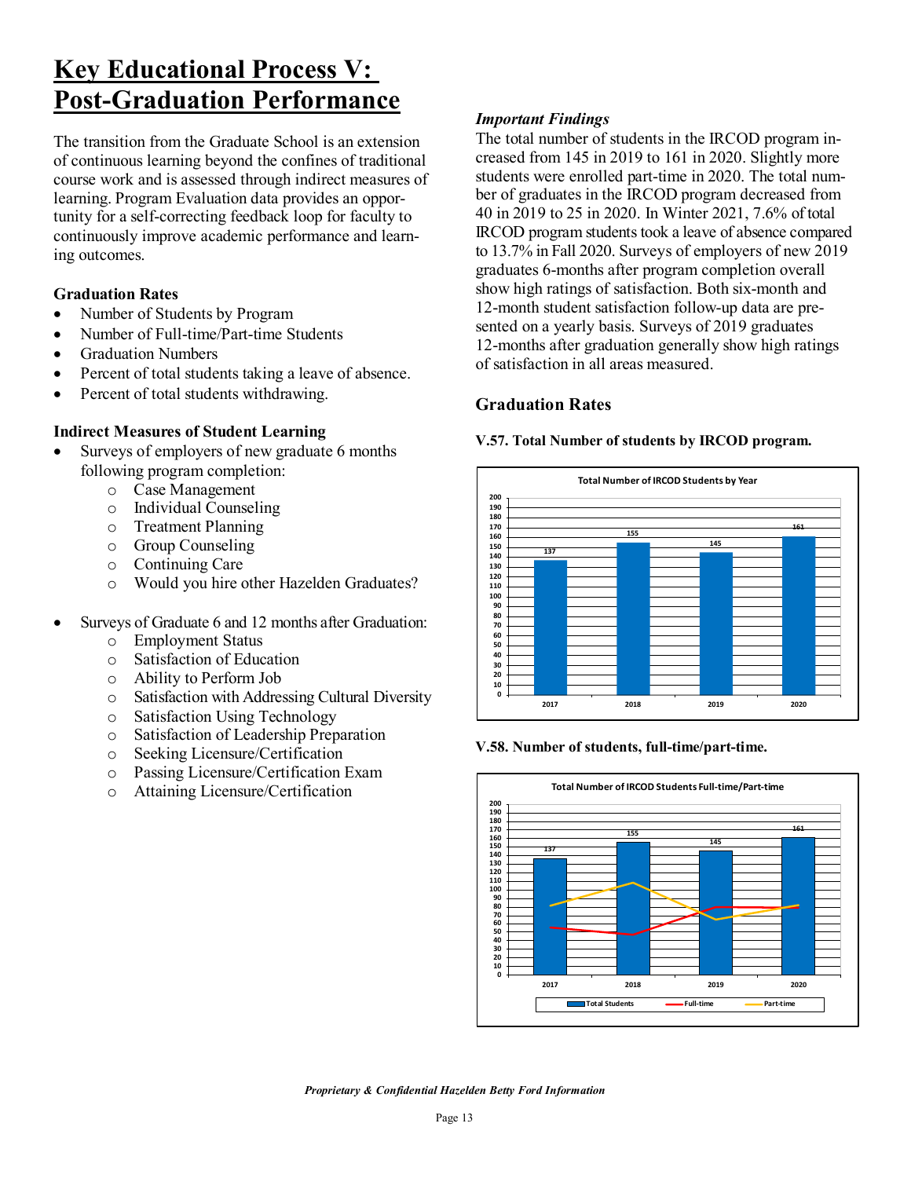# Key Educational Process V: Post-Graduation Performance

The transition from the Graduate School is an extension of continuous learning beyond the confines of traditional course work and is assessed through indirect measures of learning. Program Evaluation data provides an opportunity for a self-correcting feedback loop for faculty to continuously improve academic performance and learning outcomes.

### Graduation Rates

- Number of Students by Program
- Number of Full-time/Part-time Students
- Graduation Numbers
- Percent of total students taking a leave of absence.
- Percent of total students withdrawing.

### Indirect Measures of Student Learning

- Surveys of employers of new graduate 6 months following program completion:
  - Case Management
  - Individual Counseling
  - Treatment Planning
  - Group Counseling
  - Continuing Care
  - Would you hire other Hazelden Graduates?
- Surveys of Graduate 6 and 12 months after Graduation:
  - Employment Status
  - Satisfaction of Education
  - Ability to Perform Job
  - Satisfaction with Addressing Cultural Diversity
  - Satisfaction Using Technology
  - Satisfaction of Leadership Preparation
  - Seeking Licensure/Certification
  - Passing Licensure/Certification Exam
  - Attaining Licensure/Certification

### *Important Findings*

The total number of students in the IRCOD program increased from 145 in 2019 to 161 in 2020. Slightly more students were enrolled part-time in 2020. The total number of graduates in the IRCOD program decreased from 40 in 2019 to 25 in 2020. In Winter 2021, 7.6% of total IRCOD program students took a leave of absence compared to 13.7% in Fall 2020. Surveys of employers of new 2019 graduates 6-months after program completion overall show high ratings of satisfaction. Both six-month and 12-month student satisfaction follow-up data are presented on a yearly basis. Surveys of 2019 graduates 12-months after graduation generally show high ratings of satisfaction in all areas measured.

## Graduation Rates

**V.57. Total Number of students by IRCOD program.**

Total Number of IRCOD Students by Year

0
10
20
30
40
50
60
70
80
90
100
110
120
130
140
150
160
170
180
190
200

137
155
145
161

2017
2018
2019
2020

**V.58. Number of students, full-time/part-time.**

Total Number of IRCOD Students Full-time/Part-time

0
10
20
30
40
50
60
70
80
90
100
110
120
130
140
150
160
170
180
190
200

137
155
145
161

2017
2018
2019
2020

Total Students
Full-time
Part-time

*Proprietary & Confidential Hazelden Betty Ford Information*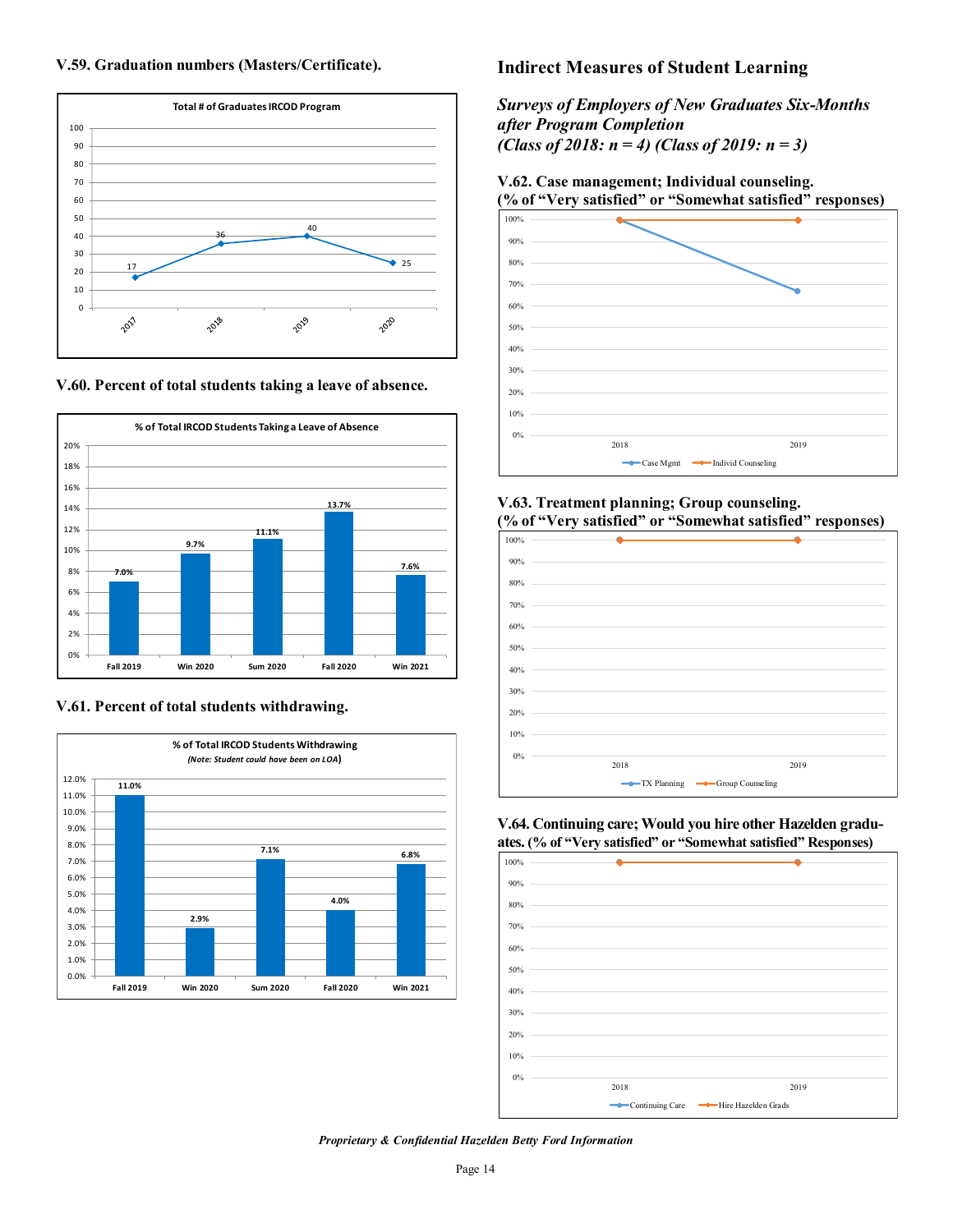### V.59. Graduation numbers (Masters/Certificate).

Total # of Graduates IRCOD Program

100
90
80
70
60
50
40
30
20
10
0

17
36
40
25

2017
2018
2019
2020

### V.60. Percent of total students taking a leave of absence.

% of Total IRCOD Students Taking a Leave of Absence

20%
18%
16%
14%
12%
10%
8%
6%
4%
2%
0%

7.0%
9.7%
11.1%
13.7%
7.6%

Fall 2019
Win 2020
Sum 2020
Fall 2020
Win 2021

### V.61. Percent of total students withdrawing.

% of Total IRCOD Students Withdrawing
*(Note: Student could have been on LOA)*

12.0%
11.0%
10.0%
9.0%
8.0%
7.0%
6.0%
5.0%
4.0%
3.0%
2.0%
1.0%
0.0%

11.0%
2.9%
7.1%
4.0%
6.8%

Fall 2019
Win 2020
Sum 2020
Fall 2020
Win 2021

## Indirect Measures of Student Learning

***Surveys of Employers of New Graduates Six-Months after Program Completion (Class of 2018: n = 4) (Class of 2019: n = 3)***

### V.62. Case management; Individual counseling. (% of "Very satisfied" or "Somewhat satisfied" responses)

100%
90%
80%
70%
60%
50%
40%
30%
20%
10%
0%

2018
2019

Case Mgmt
Individ Counseling

### V.63. Treatment planning; Group counseling. (% of "Very satisfied" or "Somewhat satisfied" responses)

100%
90%
80%
70%
60%
50%
40%
30%
20%
10%
0%

2018
2019

TX Planning
Group Counseling

### V.64. Continuing care; Would you hire other Hazelden graduates. (% of "Very satisfied" or "Somewhat satisfied" Responses)

100%
90%
80%
70%
60%
50%
40%
30%
20%
10%
0%

2018
2019

Continuing Care
Hire Hazelden Grads

*Proprietary & Confidential Hazelden Betty Ford Information*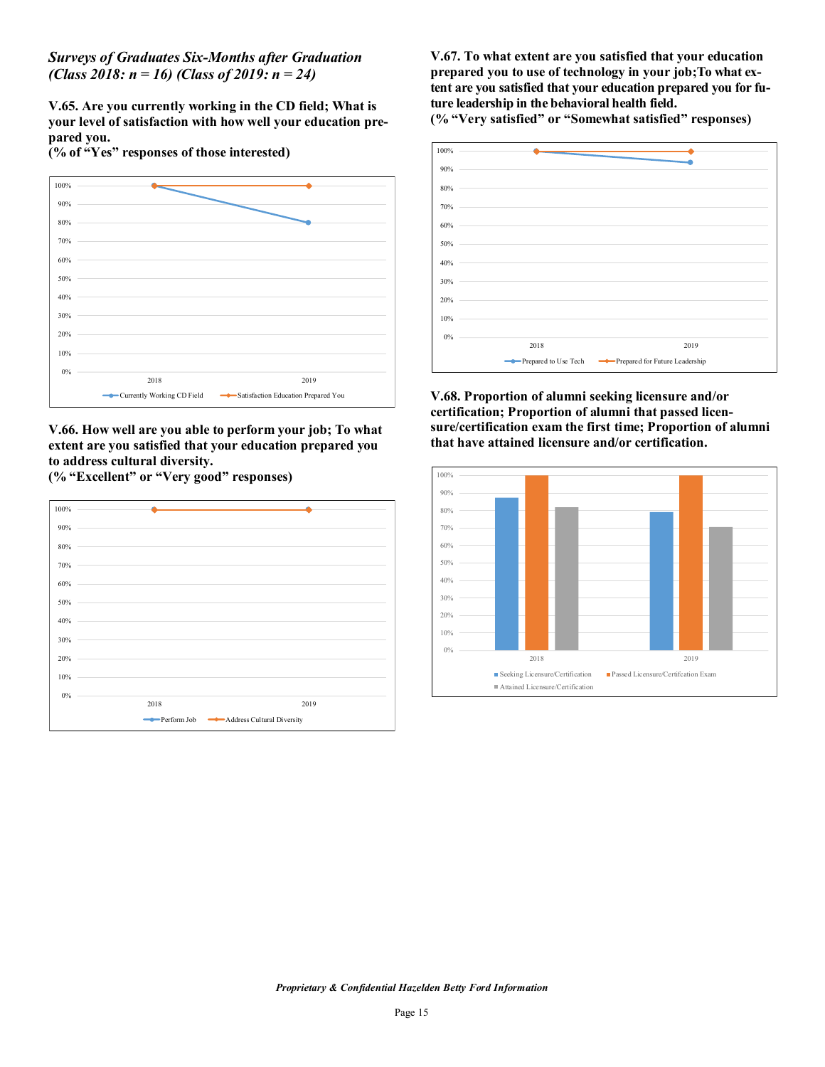*Surveys of Graduates Six-Months after Graduation (Class 2018: n = 16) (Class of 2019: n = 24)*

**V.65. Are you currently working in the CD field; What is your level of satisfaction with how well your education prepared you.**
**(% of "Yes" responses of those interested)**

100%
90%
80%
70%
60%
50%
40%
30%
20%
10%
0%
2018
2019
Currently Working CD Field
Satisfaction Education Prepared You

**V.66. How well are you able to perform your job; To what extent are you satisfied that your education prepared you to address cultural diversity.**
**(% "Excellent" or "Very good" responses)**

100%
90%
80%
70%
60%
50%
40%
30%
20%
10%
0%
2018
2019
Perform Job
Address Cultural Diversity

**V.67. To what extent are you satisfied that your education prepared you to use of technology in your job;To what extent are you satisfied that your education prepared you for future leadership in the behavioral health field.**
**(% "Very satisfied" or "Somewhat satisfied" responses)**

100%
90%
80%
70%
60%
50%
40%
30%
20%
10%
0%
2018
2019
Prepared to Use Tech
Prepared for Future Leadership

**V.68. Proportion of alumni seeking licensure and/or certification; Proportion of alumni that passed licensure/certification exam the first time; Proportion of alumni that have attained licensure and/or certification.**

100%
90%
80%
70%
60%
50%
40%
30%
20%
10%
0%
2018
2019
Seeking Licensure/Certification
Passed Licensure/Certifcation Exam
Attained Licensure/Certification

*Proprietary & Confidential Hazelden Betty Ford Information*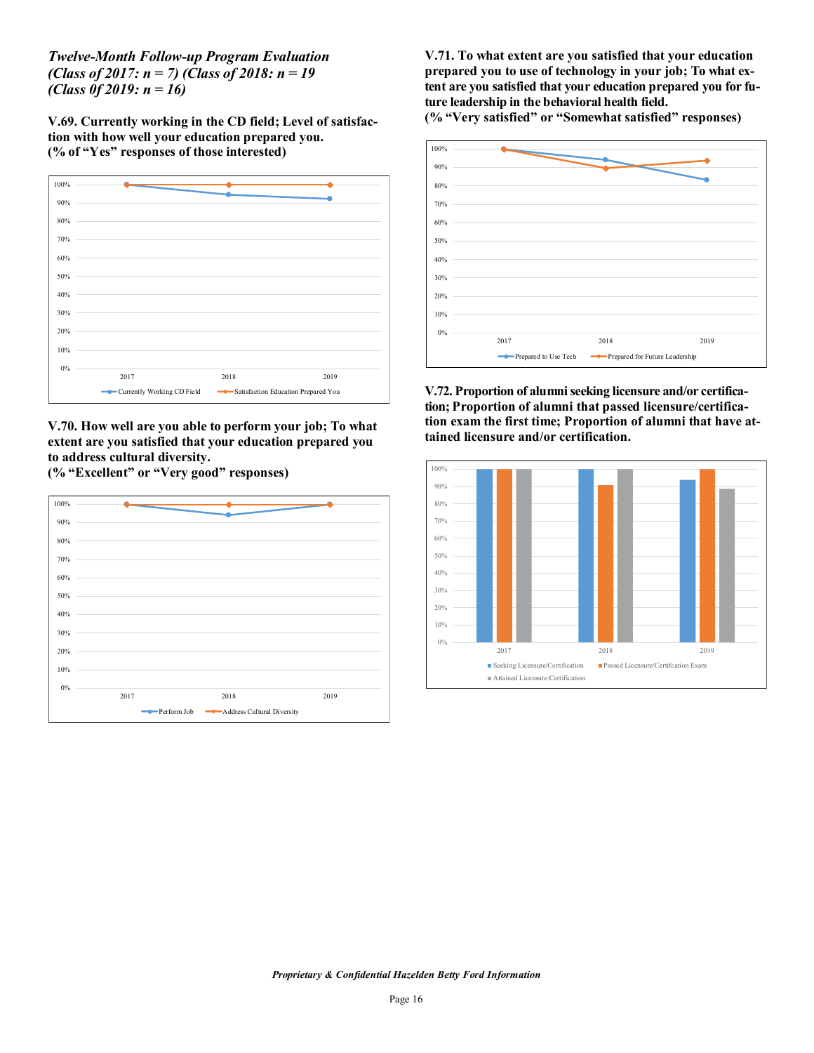***Twelve-Month Follow-up Program Evaluation (Class of 2017: n = 7) (Class of 2018: n = 19 (Class 0f 2019: n = 16)***

**V.69. Currently working in the CD field; Level of satisfaction with how well your education prepared you. (% of "Yes" responses of those interested)**

100%
90%
80%
70%
60%
50%
40%
30%
20%
10%
0%
2017
2018
2019
Currently Working CD Field
Satisfaction Education Prepared You

**V.70. How well are you able to perform your job; To what extent are you satisfied that your education prepared you to address cultural diversity. (% "Excellent" or "Very good" responses)**

100%
90%
80%
70%
60%
50%
40%
30%
20%
10%
0%
2017
2018
2019
Perform Job
Address Cultural Diversity

**V.71. To what extent are you satisfied that your education prepared you to use of technology in your job; To what extent are you satisfied that your education prepared you for future leadership in the behavioral health field. (% "Very satisfied" or "Somewhat satisfied" responses)**

100%
90%
80%
70%
60%
50%
40%
30%
20%
10%
0%
2017
2018
2019
Prepared to Use Tech
Prepared for Future Leadership

**V.72. Proportion of alumni seeking licensure and/or certification; Proportion of alumni that passed licensure/certification exam the first time; Proportion of alumni that have attained licensure and/or certification.**

100%
90%
80%
70%
60%
50%
40%
30%
20%
10%
0%
2017
2018
2019
Seeking Licensure/Certification
Passed Licensure/Certifcation Exam
Attained Licensure/Certification

***Proprietary & Confidential Hazelden Betty Ford Information***